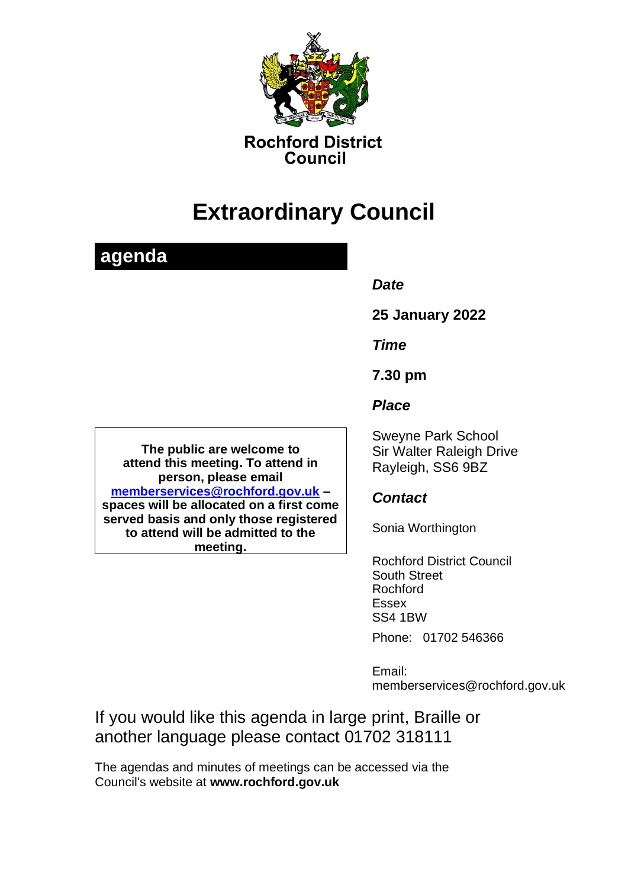**Rochford District Council**

# Extraordinary Council

## agenda

***Date***

**25 January 2022**

***Time***

**7.30 pm**

***Place***

Sweyne Park School
Sir Walter Raleigh Drive
Rayleigh, SS6 9BZ

***Contact***

Sonia Worthington

Rochford District Council
South Street
Rochford
Essex
SS4 1BW

Phone: 01702 546366

Email:
memberservices@rochford.gov.uk

**The public are welcome to attend this meeting. To attend in person, please email memberservices@rochford.gov.uk – spaces will be allocated on a first come served basis and only those registered to attend will be admitted to the meeting.**

If you would like this agenda in large print, Braille or another language please contact 01702 318111

The agendas and minutes of meetings can be accessed via the Council's website at **www.rochford.gov.uk**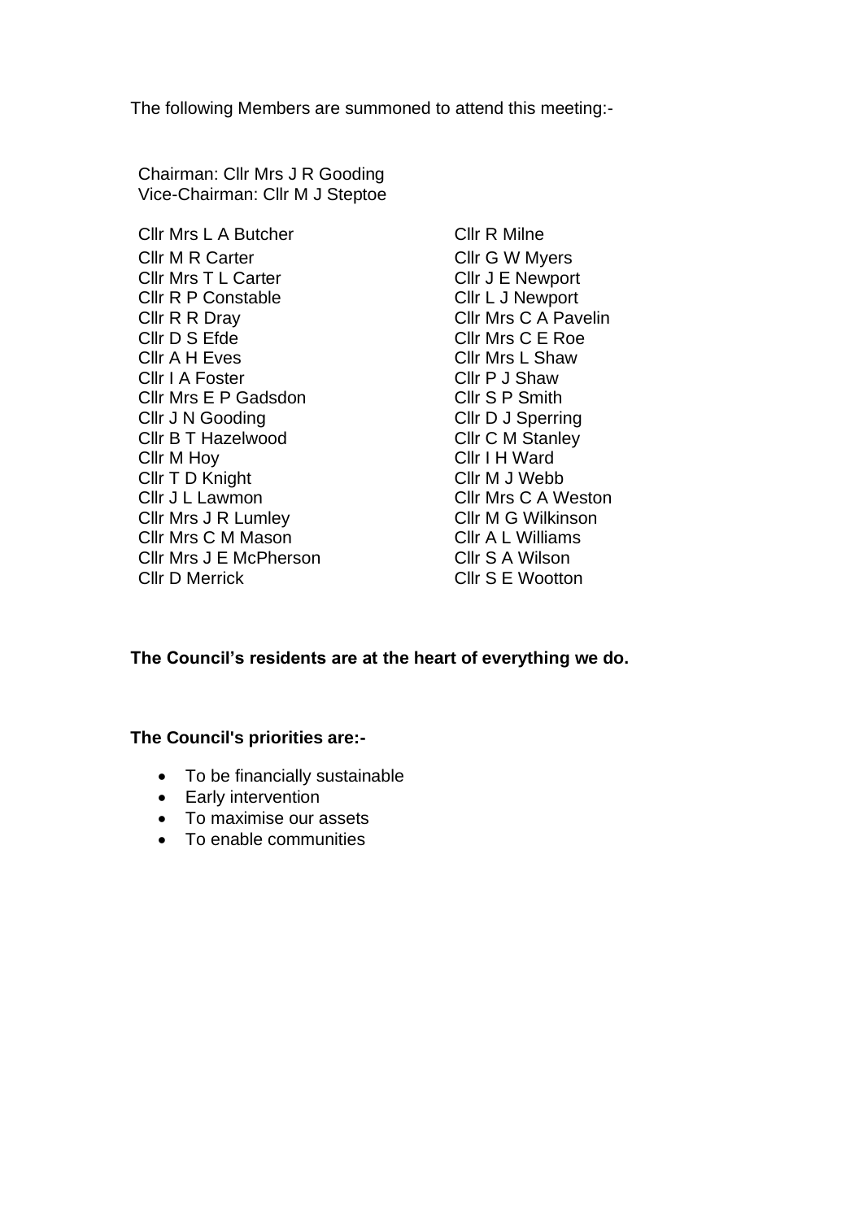The following Members are summoned to attend this meeting:-

Chairman: Cllr Mrs J R Gooding
Vice-Chairman: Cllr M J Steptoe

Cllr Mrs L A Butcher
Cllr M R Carter
Cllr Mrs T L Carter
Cllr R P Constable
Cllr R R Dray
Cllr D S Efde
Cllr A H Eves
Cllr I A Foster
Cllr Mrs E P Gadsdon
Cllr J N Gooding
Cllr B T Hazelwood
Cllr M Hoy
Cllr T D Knight
Cllr J L Lawmon
Cllr Mrs J R Lumley
Cllr Mrs C M Mason
Cllr Mrs J E McPherson
Cllr D Merrick
Cllr R Milne
Cllr G W Myers
Cllr J E Newport
Cllr L J Newport
Cllr Mrs C A Pavelin
Cllr Mrs C E Roe
Cllr Mrs L Shaw
Cllr P J Shaw
Cllr S P Smith
Cllr D J Sperring
Cllr C M Stanley
Cllr I H Ward
Cllr M J Webb
Cllr Mrs C A Weston
Cllr M G Wilkinson
Cllr A L Williams
Cllr S A Wilson
Cllr S E Wootton

**The Council's residents are at the heart of everything we do.**

**The Council's priorities are:-**

- To be financially sustainable
- Early intervention
- To maximise our assets
- To enable communities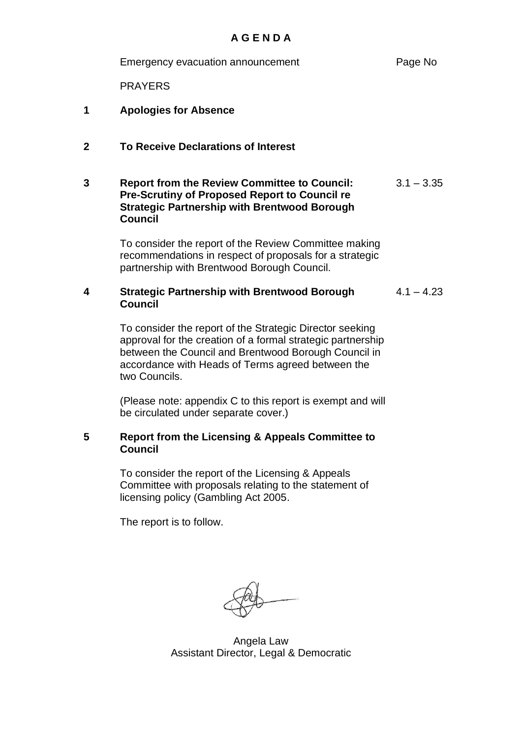# A G E N D A

Emergency evacuation announcement — Page No

PRAYERS

**1 Apologies for Absence**

**2 To Receive Declarations of Interest**

**3 Report from the Review Committee to Council: Pre-Scrutiny of Proposed Report to Council re Strategic Partnership with Brentwood Borough Council** — 3.1 – 3.35

To consider the report of the Review Committee making recommendations in respect of proposals for a strategic partnership with Brentwood Borough Council.

**4 Strategic Partnership with Brentwood Borough Council** — 4.1 – 4.23

To consider the report of the Strategic Director seeking approval for the creation of a formal strategic partnership between the Council and Brentwood Borough Council in accordance with Heads of Terms agreed between the two Councils.

(Please note: appendix C to this report is exempt and will be circulated under separate cover.)

**5 Report from the Licensing & Appeals Committee to Council**

To consider the report of the Licensing & Appeals Committee with proposals relating to the statement of licensing policy (Gambling Act 2005.

The report is to follow.

Angela Law
Assistant Director, Legal & Democratic